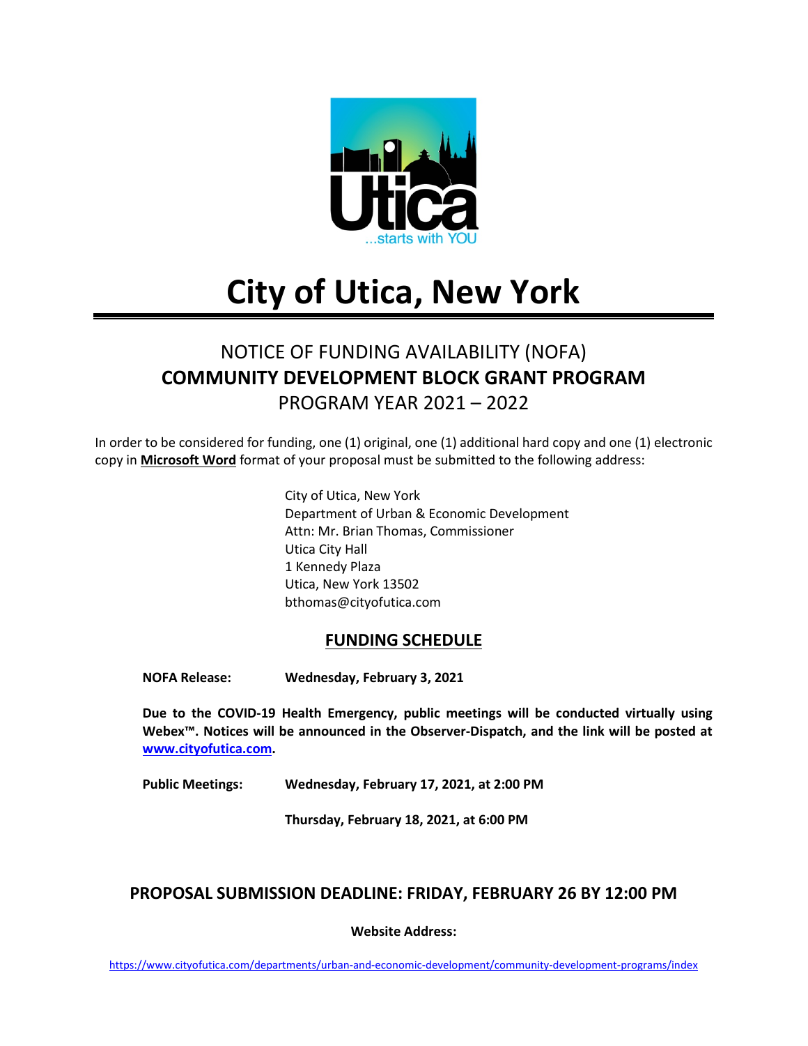# City of Utica, New York

## NOTICE OF FUNDING AVAILABILITY (NOFA)
## COMMUNITY DEVELOPMENT BLOCK GRANT PROGRAM
## PROGRAM YEAR 2021 – 2022

In order to be considered for funding, one (1) original, one (1) additional hard copy and one (1) electronic copy in **Microsoft Word** format of your proposal must be submitted to the following address:

City of Utica, New York
Department of Urban & Economic Development
Attn: Mr. Brian Thomas, Commissioner
Utica City Hall
1 Kennedy Plaza
Utica, New York 13502
bthomas@cityofutica.com

## FUNDING SCHEDULE

**NOFA Release:** **Wednesday, February 3, 2021**

**Due to the COVID-19 Health Emergency, public meetings will be conducted virtually using Webex™. Notices will be announced in the Observer-Dispatch, and the link will be posted at www.cityofutica.com.**

**Public Meetings:** **Wednesday, February 17, 2021, at 2:00 PM**

**Thursday, February 18, 2021, at 6:00 PM**

## PROPOSAL SUBMISSION DEADLINE: FRIDAY, FEBRUARY 26 BY 12:00 PM

**Website Address:**

https://www.cityofutica.com/departments/urban-and-economic-development/community-development-programs/index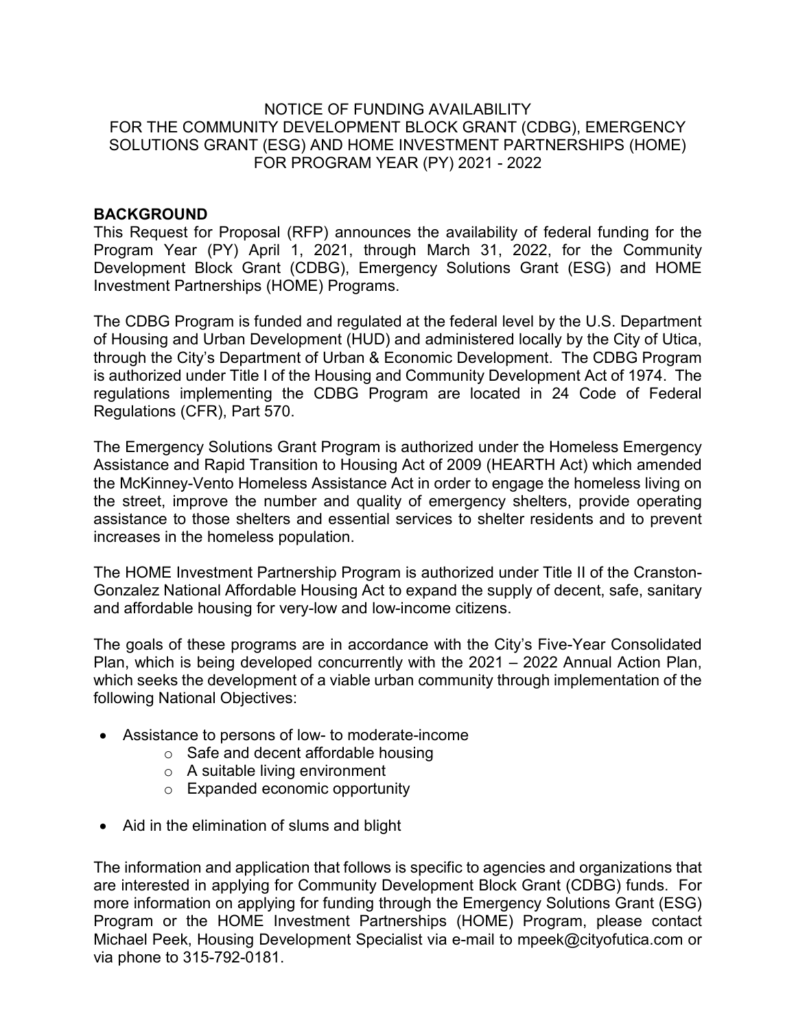# NOTICE OF FUNDING AVAILABILITY FOR THE COMMUNITY DEVELOPMENT BLOCK GRANT (CDBG), EMERGENCY SOLUTIONS GRANT (ESG) AND HOME INVESTMENT PARTNERSHIPS (HOME) FOR PROGRAM YEAR (PY) 2021 - 2022

## BACKGROUND

This Request for Proposal (RFP) announces the availability of federal funding for the Program Year (PY) April 1, 2021, through March 31, 2022, for the Community Development Block Grant (CDBG), Emergency Solutions Grant (ESG) and HOME Investment Partnerships (HOME) Programs.

The CDBG Program is funded and regulated at the federal level by the U.S. Department of Housing and Urban Development (HUD) and administered locally by the City of Utica, through the City's Department of Urban & Economic Development. The CDBG Program is authorized under Title I of the Housing and Community Development Act of 1974. The regulations implementing the CDBG Program are located in 24 Code of Federal Regulations (CFR), Part 570.

The Emergency Solutions Grant Program is authorized under the Homeless Emergency Assistance and Rapid Transition to Housing Act of 2009 (HEARTH Act) which amended the McKinney-Vento Homeless Assistance Act in order to engage the homeless living on the street, improve the number and quality of emergency shelters, provide operating assistance to those shelters and essential services to shelter residents and to prevent increases in the homeless population.

The HOME Investment Partnership Program is authorized under Title II of the Cranston-Gonzalez National Affordable Housing Act to expand the supply of decent, safe, sanitary and affordable housing for very-low and low-income citizens.

The goals of these programs are in accordance with the City's Five-Year Consolidated Plan, which is being developed concurrently with the 2021 – 2022 Annual Action Plan, which seeks the development of a viable urban community through implementation of the following National Objectives:

- Assistance to persons of low- to moderate-income
  - Safe and decent affordable housing
  - A suitable living environment
  - Expanded economic opportunity
- Aid in the elimination of slums and blight

The information and application that follows is specific to agencies and organizations that are interested in applying for Community Development Block Grant (CDBG) funds. For more information on applying for funding through the Emergency Solutions Grant (ESG) Program or the HOME Investment Partnerships (HOME) Program, please contact Michael Peek, Housing Development Specialist via e-mail to mpeek@cityofutica.com or via phone to 315-792-0181.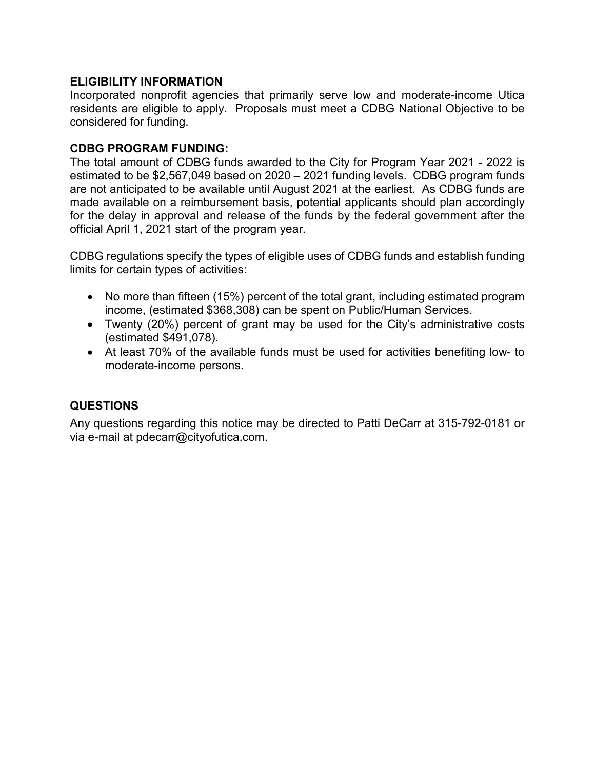## ELIGIBILITY INFORMATION

Incorporated nonprofit agencies that primarily serve low and moderate-income Utica residents are eligible to apply. Proposals must meet a CDBG National Objective to be considered for funding.

## CDBG PROGRAM FUNDING:

The total amount of CDBG funds awarded to the City for Program Year 2021 - 2022 is estimated to be $2,567,049 based on 2020 – 2021 funding levels. CDBG program funds are not anticipated to be available until August 2021 at the earliest. As CDBG funds are made available on a reimbursement basis, potential applicants should plan accordingly for the delay in approval and release of the funds by the federal government after the official April 1, 2021 start of the program year.

CDBG regulations specify the types of eligible uses of CDBG funds and establish funding limits for certain types of activities:

- No more than fifteen (15%) percent of the total grant, including estimated program income, (estimated $368,308) can be spent on Public/Human Services.
- Twenty (20%) percent of grant may be used for the City's administrative costs (estimated $491,078).
- At least 70% of the available funds must be used for activities benefiting low- to moderate-income persons.

## QUESTIONS

Any questions regarding this notice may be directed to Patti DeCarr at 315-792-0181 or via e-mail at pdecarr@cityofutica.com.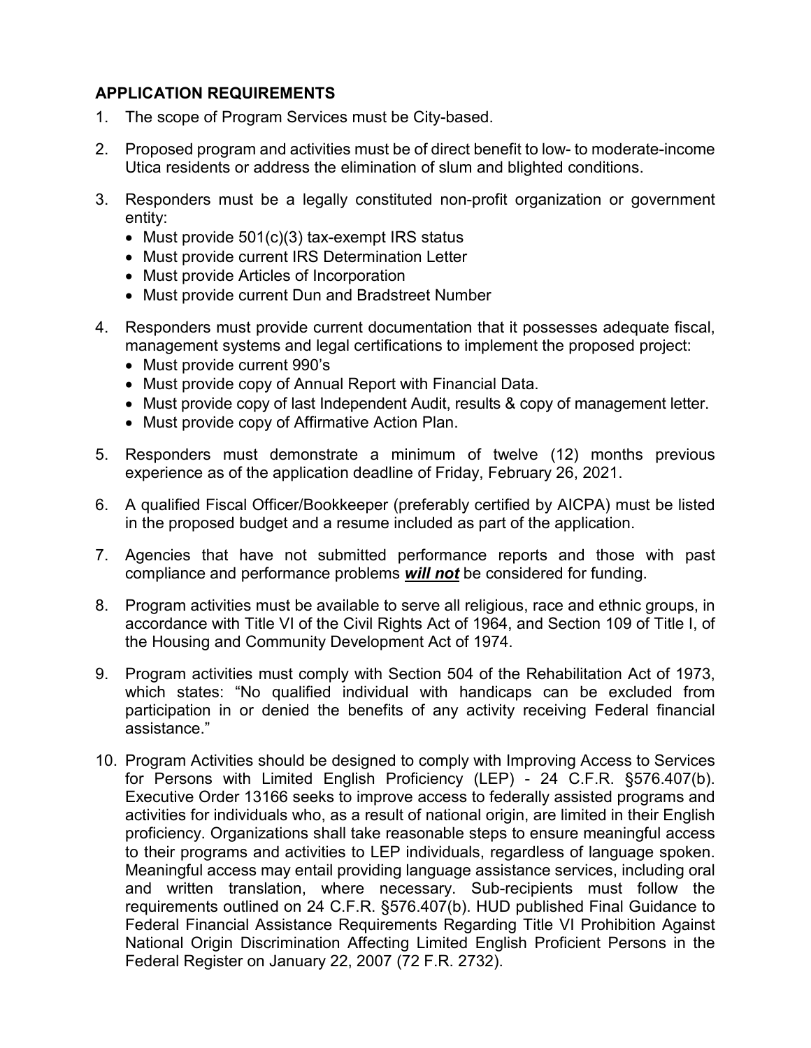## APPLICATION REQUIREMENTS

1. The scope of Program Services must be City-based.

2. Proposed program and activities must be of direct benefit to low- to moderate-income Utica residents or address the elimination of slum and blighted conditions.

3. Responders must be a legally constituted non-profit organization or government entity:
   - Must provide 501(c)(3) tax-exempt IRS status
   - Must provide current IRS Determination Letter
   - Must provide Articles of Incorporation
   - Must provide current Dun and Bradstreet Number

4. Responders must provide current documentation that it possesses adequate fiscal, management systems and legal certifications to implement the proposed project:
   - Must provide current 990's
   - Must provide copy of Annual Report with Financial Data.
   - Must provide copy of last Independent Audit, results & copy of management letter.
   - Must provide copy of Affirmative Action Plan.

5. Responders must demonstrate a minimum of twelve (12) months previous experience as of the application deadline of Friday, February 26, 2021.

6. A qualified Fiscal Officer/Bookkeeper (preferably certified by AICPA) must be listed in the proposed budget and a resume included as part of the application.

7. Agencies that have not submitted performance reports and those with past compliance and performance problems ***will not*** be considered for funding.

8. Program activities must be available to serve all religious, race and ethnic groups, in accordance with Title VI of the Civil Rights Act of 1964, and Section 109 of Title I, of the Housing and Community Development Act of 1974.

9. Program activities must comply with Section 504 of the Rehabilitation Act of 1973, which states: "No qualified individual with handicaps can be excluded from participation in or denied the benefits of any activity receiving Federal financial assistance."

10. Program Activities should be designed to comply with Improving Access to Services for Persons with Limited English Proficiency (LEP) - 24 C.F.R. §576.407(b). Executive Order 13166 seeks to improve access to federally assisted programs and activities for individuals who, as a result of national origin, are limited in their English proficiency. Organizations shall take reasonable steps to ensure meaningful access to their programs and activities to LEP individuals, regardless of language spoken. Meaningful access may entail providing language assistance services, including oral and written translation, where necessary. Sub-recipients must follow the requirements outlined on 24 C.F.R. §576.407(b). HUD published Final Guidance to Federal Financial Assistance Requirements Regarding Title VI Prohibition Against National Origin Discrimination Affecting Limited English Proficient Persons in the Federal Register on January 22, 2007 (72 F.R. 2732).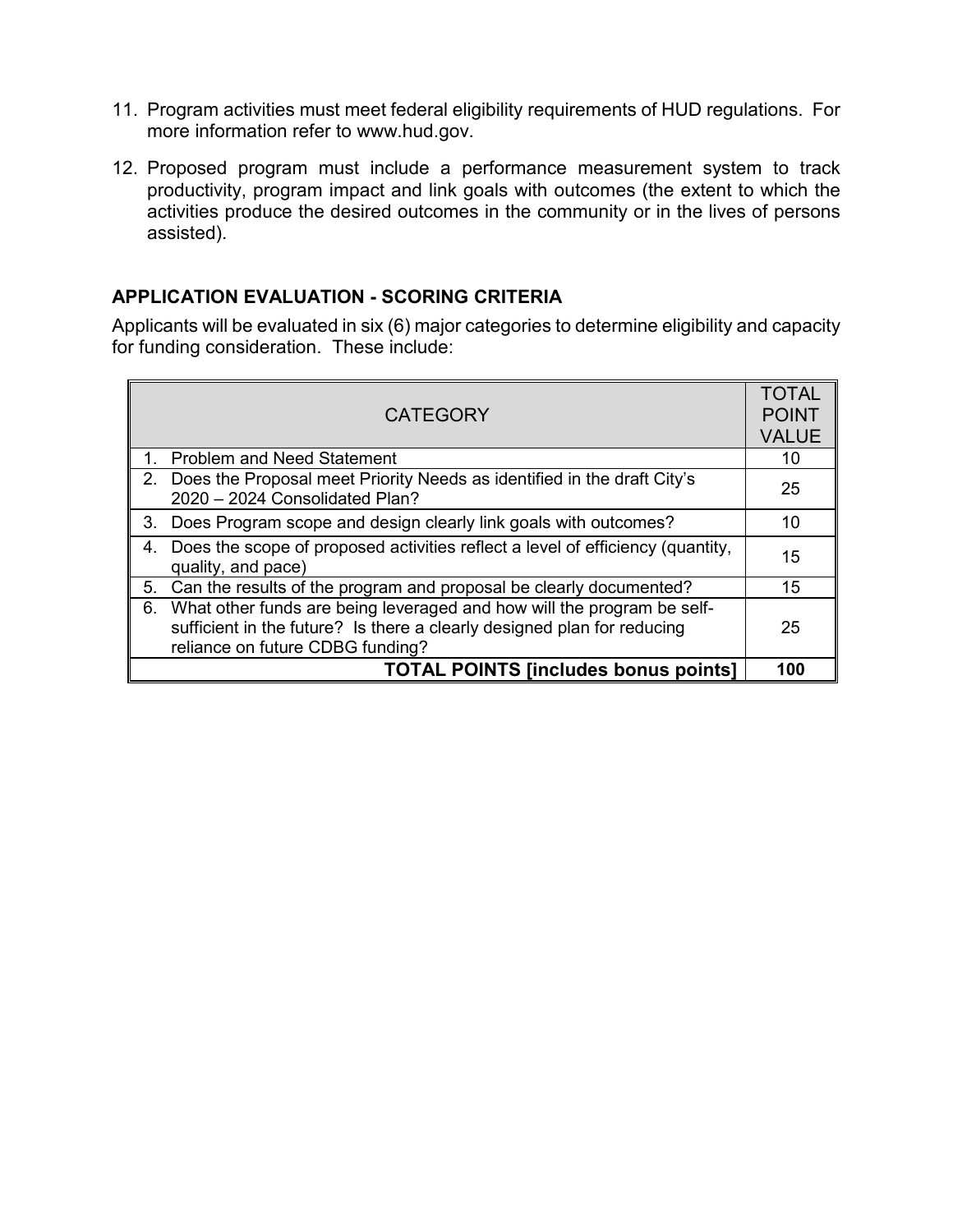11. Program activities must meet federal eligibility requirements of HUD regulations. For more information refer to www.hud.gov.

12. Proposed program must include a performance measurement system to track productivity, program impact and link goals with outcomes (the extent to which the activities produce the desired outcomes in the community or in the lives of persons assisted).

### APPLICATION EVALUATION - SCORING CRITERIA

Applicants will be evaluated in six (6) major categories to determine eligibility and capacity for funding consideration. These include:

| CATEGORY | TOTAL POINT VALUE |
|---|---|
| 1. Problem and Need Statement | 10 |
| 2. Does the Proposal meet Priority Needs as identified in the draft City's 2020 – 2024 Consolidated Plan? | 25 |
| 3. Does Program scope and design clearly link goals with outcomes? | 10 |
| 4. Does the scope of proposed activities reflect a level of efficiency (quantity, quality, and pace) | 15 |
| 5. Can the results of the program and proposal be clearly documented? | 15 |
| 6. What other funds are being leveraged and how will the program be self-sufficient in the future? Is there a clearly designed plan for reducing reliance on future CDBG funding? | 25 |
| **TOTAL POINTS [includes bonus points]** | **100** |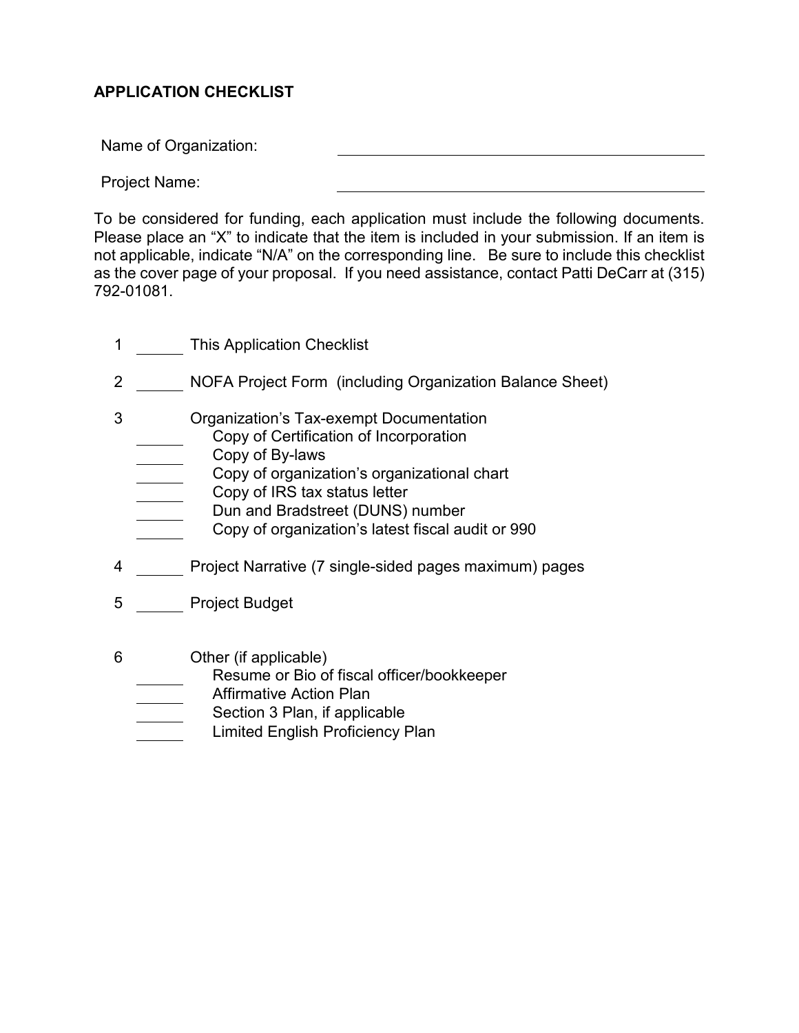## APPLICATION CHECKLIST

Name of Organization: ______________________________

Project Name: ______________________________

To be considered for funding, each application must include the following documents. Please place an "X" to indicate that the item is included in your submission. If an item is not applicable, indicate "N/A" on the corresponding line. Be sure to include this checklist as the cover page of your proposal. If you need assistance, contact Patti DeCarr at (315) 792-01081.

1 ______ This Application Checklist

2 ______ NOFA Project Form (including Organization Balance Sheet)

3 Organization's Tax-exempt Documentation
- ______ Copy of Certification of Incorporation
- ______ Copy of By-laws
- ______ Copy of organization's organizational chart
- ______ Copy of IRS tax status letter
- ______ Dun and Bradstreet (DUNS) number
- ______ Copy of organization's latest fiscal audit or 990

4 ______ Project Narrative (7 single-sided pages maximum) pages

5 ______ Project Budget

6 Other (if applicable)
- ______ Resume or Bio of fiscal officer/bookkeeper
- ______ Affirmative Action Plan
- ______ Section 3 Plan, if applicable
- ______ Limited English Proficiency Plan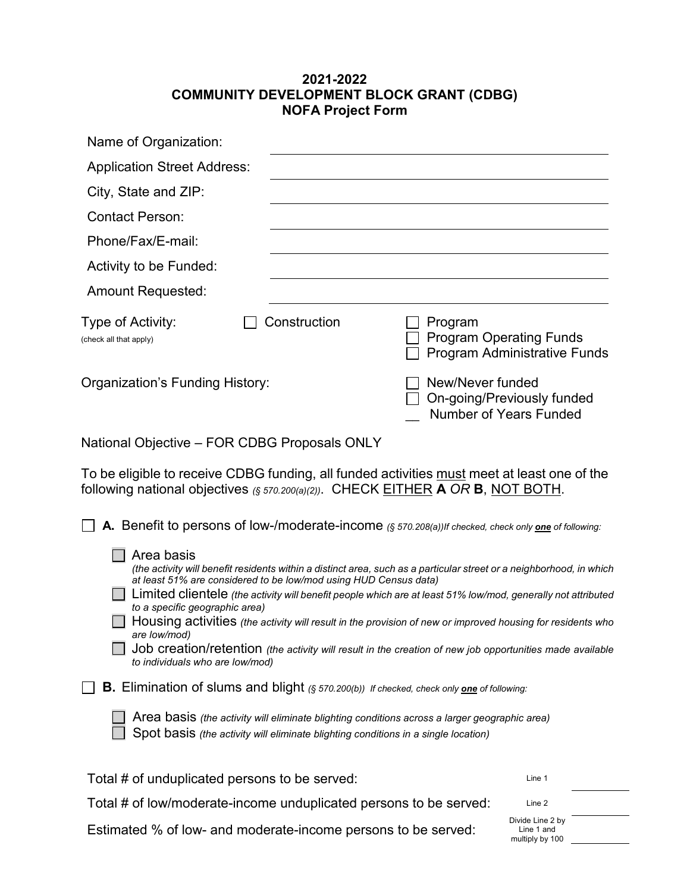# 2021-2022
# COMMUNITY DEVELOPMENT BLOCK GRANT (CDBG)
# NOFA Project Form

Name of Organization: ______________________________

Application Street Address: ______________________________

City, State and ZIP: ______________________________

Contact Person: ______________________________

Phone/Fax/E-mail: ______________________________

Activity to be Funded: ______________________________

Amount Requested: ______________________________

Type of Activity: (check all that apply)

- ☐ Construction
- ☐ Program
- ☐ Program Operating Funds
- ☐ Program Administrative Funds

Organization's Funding History:

- ☐ New/Never funded
- ☐ On-going/Previously funded
- __ Number of Years Funded

National Objective – FOR CDBG Proposals ONLY

To be eligible to receive CDBG funding, all funded activities <u>must</u> meet at least one of the following national objectives *(§ 570.200(a)(2))*. CHECK <u>EITHER</u> **A** *OR* **B**, <u>NOT BOTH</u>.

☐ **A.** Benefit to persons of low-/moderate-income *(§ 570.208(a))If checked, check only **<u>one</u>** of following:*

- ☐ Area basis *(the activity will benefit residents within a distinct area, such as a particular street or a neighborhood, in which at least 51% are considered to be low/mod using HUD Census data)*
- ☐ Limited clientele *(the activity will benefit people which are at least 51% low/mod, generally not attributed to a specific geographic area)*
- ☐ Housing activities *(the activity will result in the provision of new or improved housing for residents who are low/mod)*
- ☐ Job creation/retention *(the activity will result in the creation of new job opportunities made available to individuals who are low/mod)*

☐ **B.** Elimination of slums and blight *(§ 570.200(b)) If checked, check only **<u>one</u>** of following:*

- ☐ Area basis *(the activity will eliminate blighting conditions across a larger geographic area)*
- ☐ Spot basis *(the activity will eliminate blighting conditions in a single location)*

| | | |
|---|---|---|
| Total # of unduplicated persons to be served: | Line 1 | ________ |
| Total # of low/moderate-income unduplicated persons to be served: | Line 2 | ________ |
| Estimated % of low- and moderate-income persons to be served: | Divide Line 2 by Line 1 and multiply by 100 | ________ |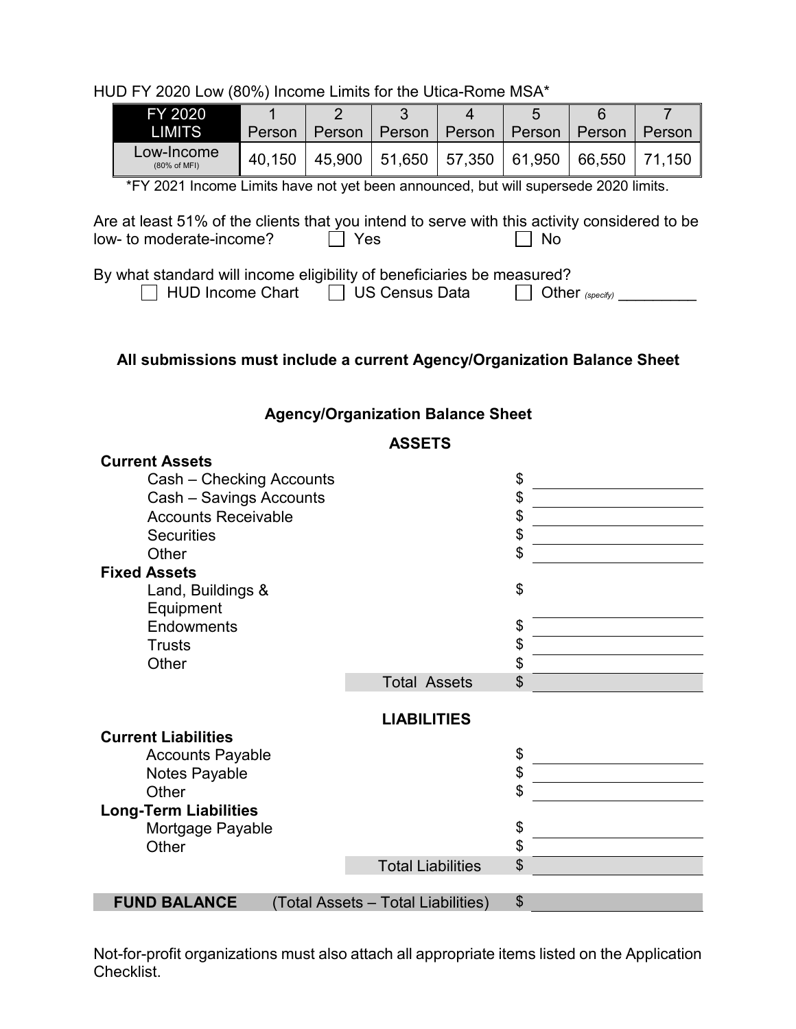HUD FY 2020 Low (80%) Income Limits for the Utica-Rome MSA*

| FY 2020 LIMITS | 1 Person | 2 Person | 3 Person | 4 Person | 5 Person | 6 Person | 7 Person |
|---|---|---|---|---|---|---|---|
| Low-Income (80% of MFI) | 40,150 | 45,900 | 51,650 | 57,350 | 61,950 | 66,550 | 71,150 |

*FY 2021 Income Limits have not yet been announced, but will supersede 2020 limits.

Are at least 51% of the clients that you intend to serve with this activity considered to be low- to moderate-income? ☐ Yes ☐ No

By what standard will income eligibility of beneficiaries be measured?
☐ HUD Income Chart ☐ US Census Data ☐ Other *(specify)* __________

**All submissions must include a current Agency/Organization Balance Sheet**

**Agency/Organization Balance Sheet**

**ASSETS**

| | | |
|---|---|---|
| **Current Assets** | | |
| Cash – Checking Accounts | | $ |
| Cash – Savings Accounts | | $ |
| Accounts Receivable | | $ |
| Securities | | $ |
| Other | | $ |
| **Fixed Assets** | | |
| Land, Buildings & Equipment | | $ |
| Endowments | | $ |
| Trusts | | $ |
| Other | | $ |
| | Total Assets | $ |

**LIABILITIES**

| | | |
|---|---|---|
| **Current Liabilities** | | |
| Accounts Payable | | $ |
| Notes Payable | | $ |
| Other | | $ |
| **Long-Term Liabilities** | | |
| Mortgage Payable | | $ |
| Other | | $ |
| | Total Liabilities | $ |
| **FUND BALANCE** | (Total Assets – Total Liabilities) | $ |

Not-for-profit organizations must also attach all appropriate items listed on the Application Checklist.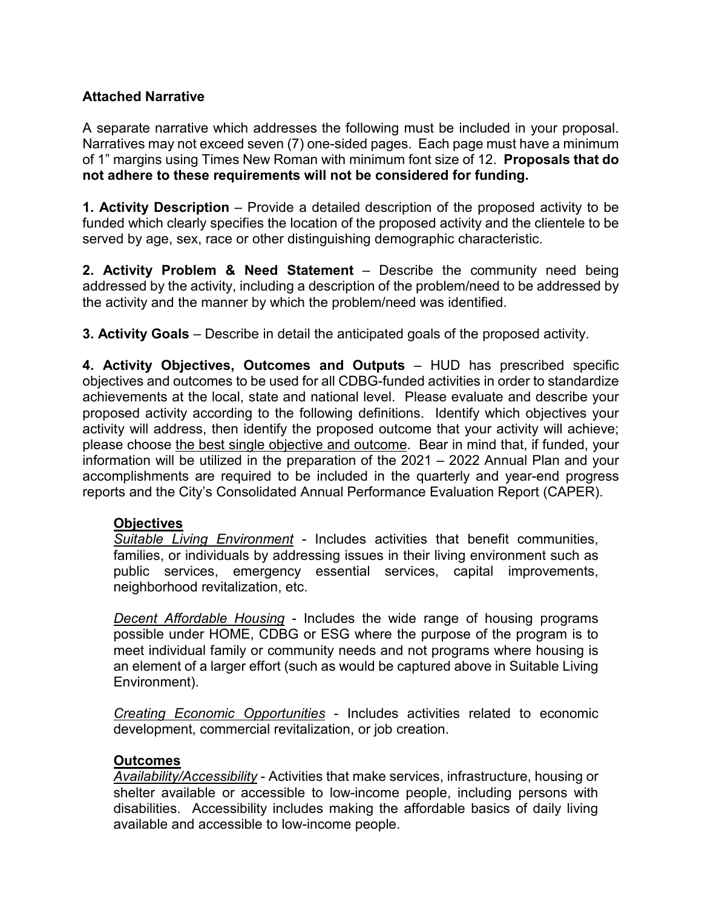**Attached Narrative**

A separate narrative which addresses the following must be included in your proposal. Narratives may not exceed seven (7) one-sided pages. Each page must have a minimum of 1" margins using Times New Roman with minimum font size of 12. **Proposals that do not adhere to these requirements will not be considered for funding.**

**1. Activity Description** – Provide a detailed description of the proposed activity to be funded which clearly specifies the location of the proposed activity and the clientele to be served by age, sex, race or other distinguishing demographic characteristic.

**2. Activity Problem & Need Statement** – Describe the community need being addressed by the activity, including a description of the problem/need to be addressed by the activity and the manner by which the problem/need was identified.

**3. Activity Goals** – Describe in detail the anticipated goals of the proposed activity.

**4. Activity Objectives, Outcomes and Outputs** – HUD has prescribed specific objectives and outcomes to be used for all CDBG-funded activities in order to standardize achievements at the local, state and national level. Please evaluate and describe your proposed activity according to the following definitions. Identify which objectives your activity will address, then identify the proposed outcome that your activity will achieve; please choose <u>the best single objective and outcome</u>. Bear in mind that, if funded, your information will be utilized in the preparation of the 2021 – 2022 Annual Plan and your accomplishments are required to be included in the quarterly and year-end progress reports and the City's Consolidated Annual Performance Evaluation Report (CAPER).

**<u>Objectives</u>**

*<u>Suitable Living Environment</u>* - Includes activities that benefit communities, families, or individuals by addressing issues in their living environment such as public services, emergency essential services, capital improvements, neighborhood revitalization, etc.

*<u>Decent Affordable Housing</u>* - Includes the wide range of housing programs possible under HOME, CDBG or ESG where the purpose of the program is to meet individual family or community needs and not programs where housing is an element of a larger effort (such as would be captured above in Suitable Living Environment).

*<u>Creating Economic Opportunities</u>* - Includes activities related to economic development, commercial revitalization, or job creation.

**<u>Outcomes</u>**

*<u>Availability/Accessibility</u>* - Activities that make services, infrastructure, housing or shelter available or accessible to low-income people, including persons with disabilities. Accessibility includes making the affordable basics of daily living available and accessible to low-income people.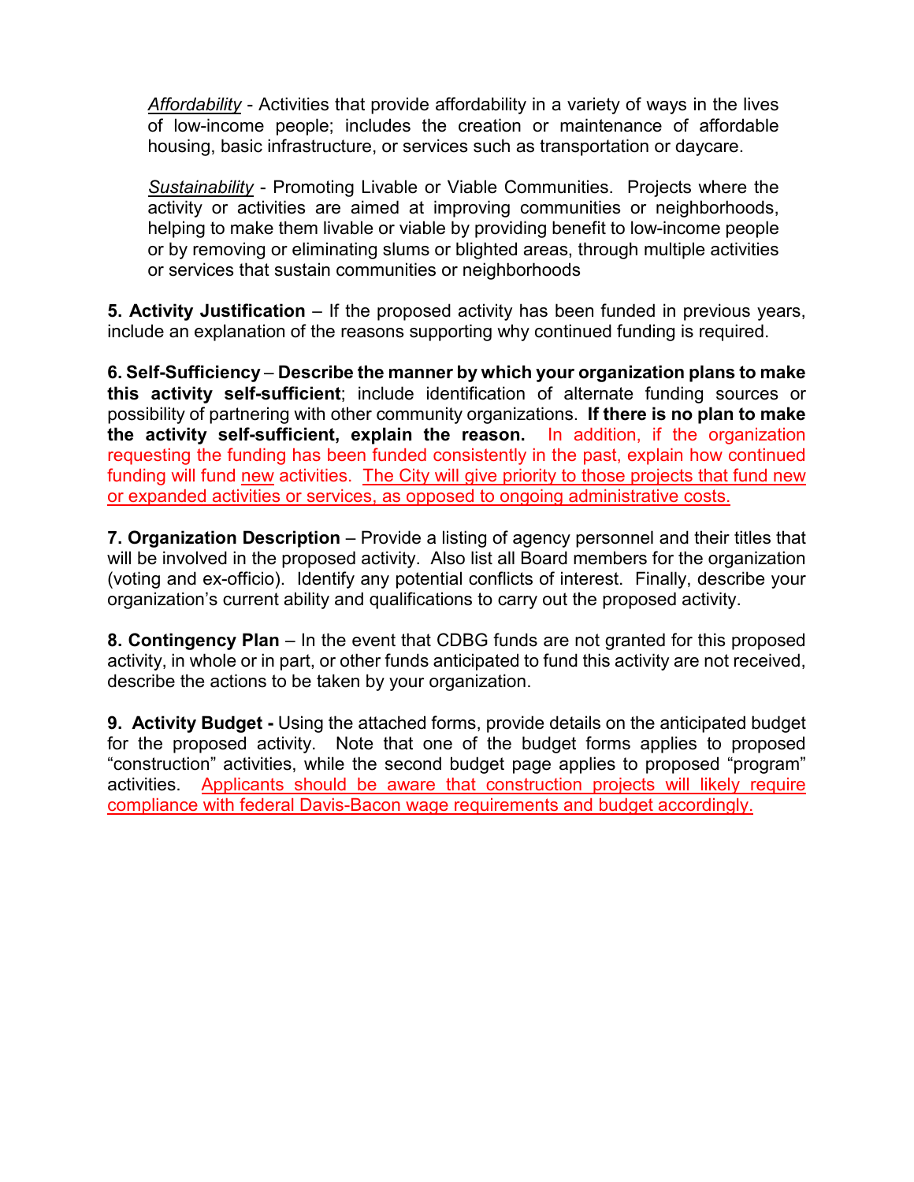*Affordability* - Activities that provide affordability in a variety of ways in the lives of low-income people; includes the creation or maintenance of affordable housing, basic infrastructure, or services such as transportation or daycare.

*Sustainability* - Promoting Livable or Viable Communities. Projects where the activity or activities are aimed at improving communities or neighborhoods, helping to make them livable or viable by providing benefit to low-income people or by removing or eliminating slums or blighted areas, through multiple activities or services that sustain communities or neighborhoods

**5. Activity Justification** – If the proposed activity has been funded in previous years, include an explanation of the reasons supporting why continued funding is required.

**6. Self-Sufficiency** – **Describe the manner by which your organization plans to make this activity self-sufficient**; include identification of alternate funding sources or possibility of partnering with other community organizations. **If there is no plan to make the activity self-sufficient, explain the reason.** In addition, if the organization requesting the funding has been funded consistently in the past, explain how continued funding will fund new activities. The City will give priority to those projects that fund new or expanded activities or services, as opposed to ongoing administrative costs.

**7. Organization Description** – Provide a listing of agency personnel and their titles that will be involved in the proposed activity. Also list all Board members for the organization (voting and ex-officio). Identify any potential conflicts of interest. Finally, describe your organization's current ability and qualifications to carry out the proposed activity.

**8. Contingency Plan** – In the event that CDBG funds are not granted for this proposed activity, in whole or in part, or other funds anticipated to fund this activity are not received, describe the actions to be taken by your organization.

**9. Activity Budget -** Using the attached forms, provide details on the anticipated budget for the proposed activity. Note that one of the budget forms applies to proposed "construction" activities, while the second budget page applies to proposed "program" activities. Applicants should be aware that construction projects will likely require compliance with federal Davis-Bacon wage requirements and budget accordingly.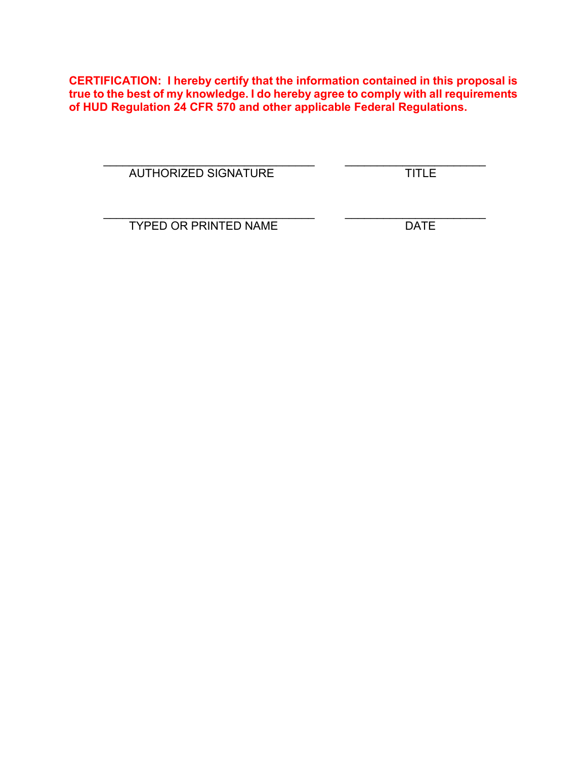**CERTIFICATION: I hereby certify that the information contained in this proposal is true to the best of my knowledge. I do hereby agree to comply with all requirements of HUD Regulation 24 CFR 570 and other applicable Federal Regulations.**

| | |
|---|---|
| ________________________________ | ______________________ |
| AUTHORIZED SIGNATURE | TITLE |
| ________________________________ | ______________________ |
| TYPED OR PRINTED NAME | DATE |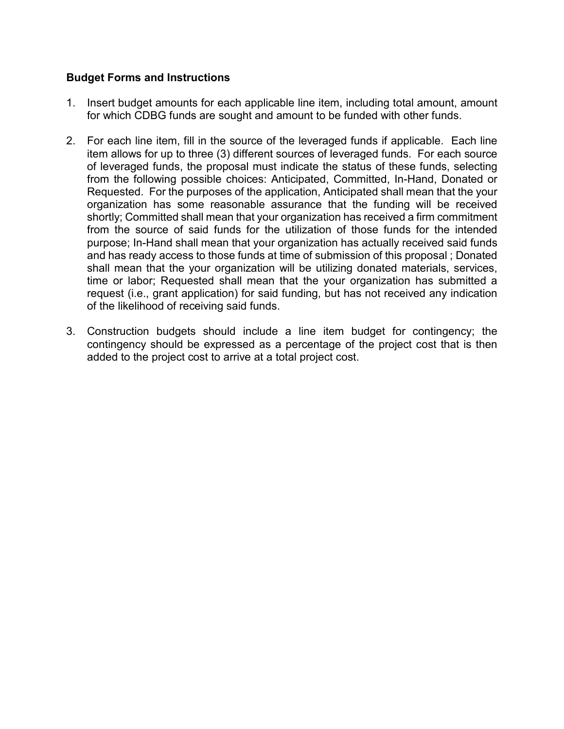**Budget Forms and Instructions**

1. Insert budget amounts for each applicable line item, including total amount, amount for which CDBG funds are sought and amount to be funded with other funds.

2. For each line item, fill in the source of the leveraged funds if applicable. Each line item allows for up to three (3) different sources of leveraged funds. For each source of leveraged funds, the proposal must indicate the status of these funds, selecting from the following possible choices: Anticipated, Committed, In-Hand, Donated or Requested. For the purposes of the application, Anticipated shall mean that the your organization has some reasonable assurance that the funding will be received shortly; Committed shall mean that your organization has received a firm commitment from the source of said funds for the utilization of those funds for the intended purpose; In-Hand shall mean that your organization has actually received said funds and has ready access to those funds at time of submission of this proposal ; Donated shall mean that the your organization will be utilizing donated materials, services, time or labor; Requested shall mean that the your organization has submitted a request (i.e., grant application) for said funding, but has not received any indication of the likelihood of receiving said funds.

3. Construction budgets should include a line item budget for contingency; the contingency should be expressed as a percentage of the project cost that is then added to the project cost to arrive at a total project cost.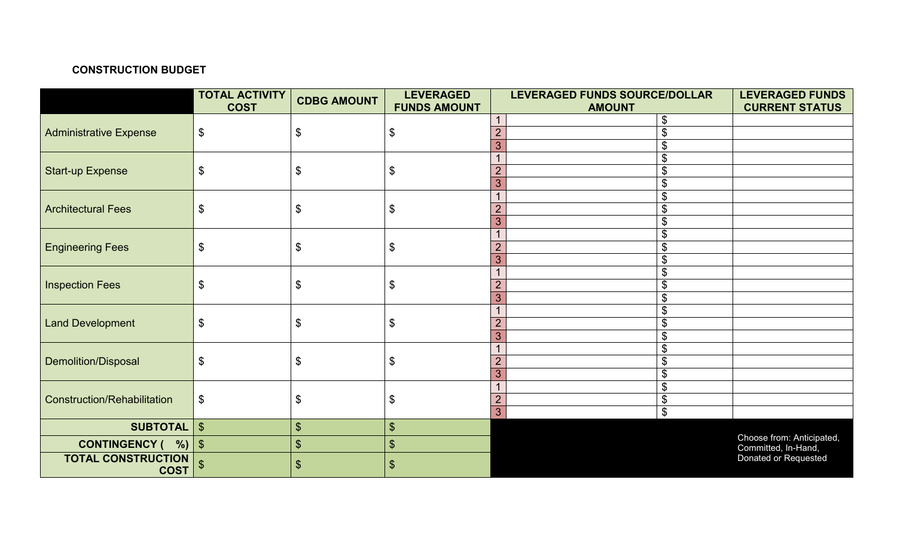**CONSTRUCTION BUDGET**

| | TOTAL ACTIVITY COST | CDBG AMOUNT | LEVERAGED FUNDS AMOUNT | LEVERAGED FUNDS SOURCE/DOLLAR AMOUNT | | | LEVERAGED FUNDS CURRENT STATUS |
|---|---|---|---|---|---|---|---|
| Administrative Expense | $ | $ | $ | 1 | | $ | |
| | | | | 2 | | $ | |
| | | | | 3 | | $ | |
| Start-up Expense | $ | $ | $ | 1 | | $ | |
| | | | | 2 | | $ | |
| | | | | 3 | | $ | |
| Architectural Fees | $ | $ | $ | 1 | | $ | |
| | | | | 2 | | $ | |
| | | | | 3 | | $ | |
| Engineering Fees | $ | $ | $ | 1 | | $ | |
| | | | | 2 | | $ | |
| | | | | 3 | | $ | |
| Inspection Fees | $ | $ | $ | 1 | | $ | |
| | | | | 2 | | $ | |
| | | | | 3 | | $ | |
| Land Development | $ | $ | $ | 1 | | $ | |
| | | | | 2 | | $ | |
| | | | | 3 | | $ | |
| Demolition/Disposal | $ | $ | $ | 1 | | $ | |
| | | | | 2 | | $ | |
| | | | | 3 | | $ | |
| Construction/Rehabilitation | $ | $ | $ | 1 | | $ | |
| | | | | 2 | | $ | |
| | | | | 3 | | $ | |
| **SUBTOTAL** | $ | $ | $ | | | | Choose from: Anticipated, Committed, In-Hand, Donated or Requested |
| **CONTINGENCY ( %)** | $ | $ | $ | | | | |
| **TOTAL CONSTRUCTION COST** | $ | $ | $ | | | | |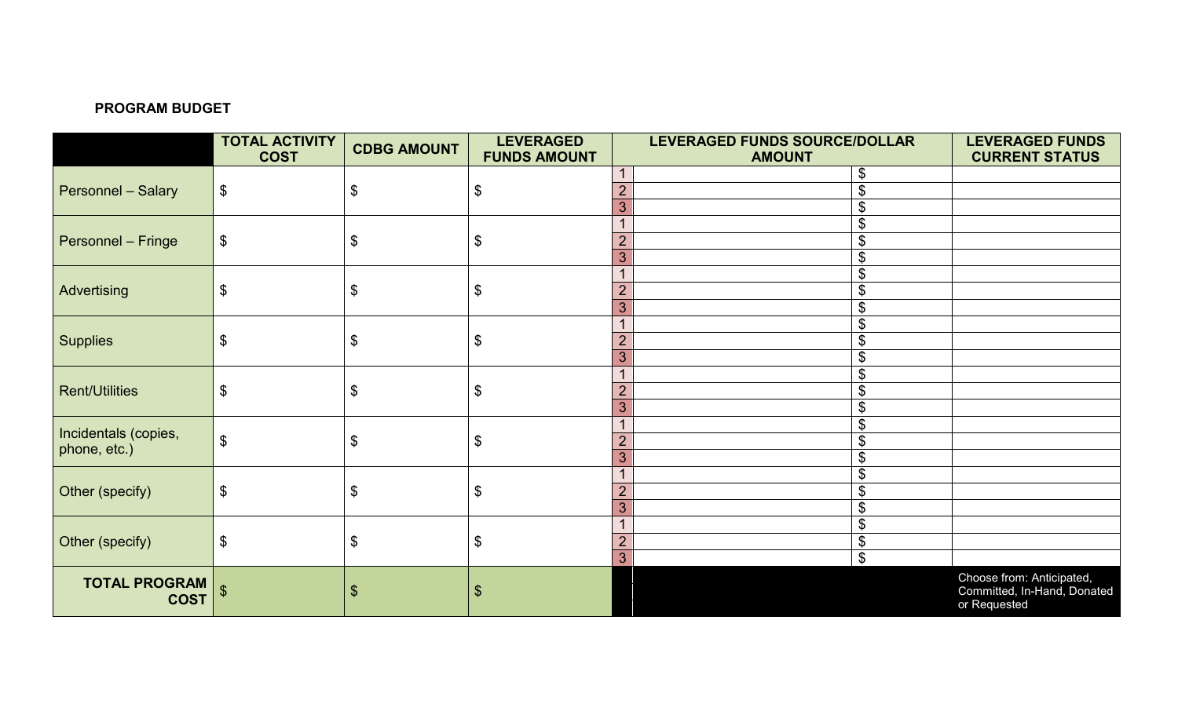**PROGRAM BUDGET**

| | TOTAL ACTIVITY COST | CDBG AMOUNT | LEVERAGED FUNDS AMOUNT | LEVERAGED FUNDS SOURCE/DOLLAR AMOUNT | | | LEVERAGED FUNDS CURRENT STATUS |
|---|---|---|---|---|---|---|---|
| Personnel – Salary | $ | $ | $ | 1 | | $ | |
| | | | | 2 | | $ | |
| | | | | 3 | | $ | |
| Personnel – Fringe | $ | $ | $ | 1 | | $ | |
| | | | | 2 | | $ | |
| | | | | 3 | | $ | |
| Advertising | $ | $ | $ | 1 | | $ | |
| | | | | 2 | | $ | |
| | | | | 3 | | $ | |
| Supplies | $ | $ | $ | 1 | | $ | |
| | | | | 2 | | $ | |
| | | | | 3 | | $ | |
| Rent/Utilities | $ | $ | $ | 1 | | $ | |
| | | | | 2 | | $ | |
| | | | | 3 | | $ | |
| Incidentals (copies, phone, etc.) | $ | $ | $ | 1 | | $ | |
| | | | | 2 | | $ | |
| | | | | 3 | | $ | |
| Other (specify) | $ | $ | $ | 1 | | $ | |
| | | | | 2 | | $ | |
| | | | | 3 | | $ | |
| Other (specify) | $ | $ | $ | 1 | | $ | |
| | | | | 2 | | $ | |
| | | | | 3 | | $ | |
| **TOTAL PROGRAM COST** | $ | $ | $ | | | | Choose from: Anticipated, Committed, In-Hand, Donated or Requested |